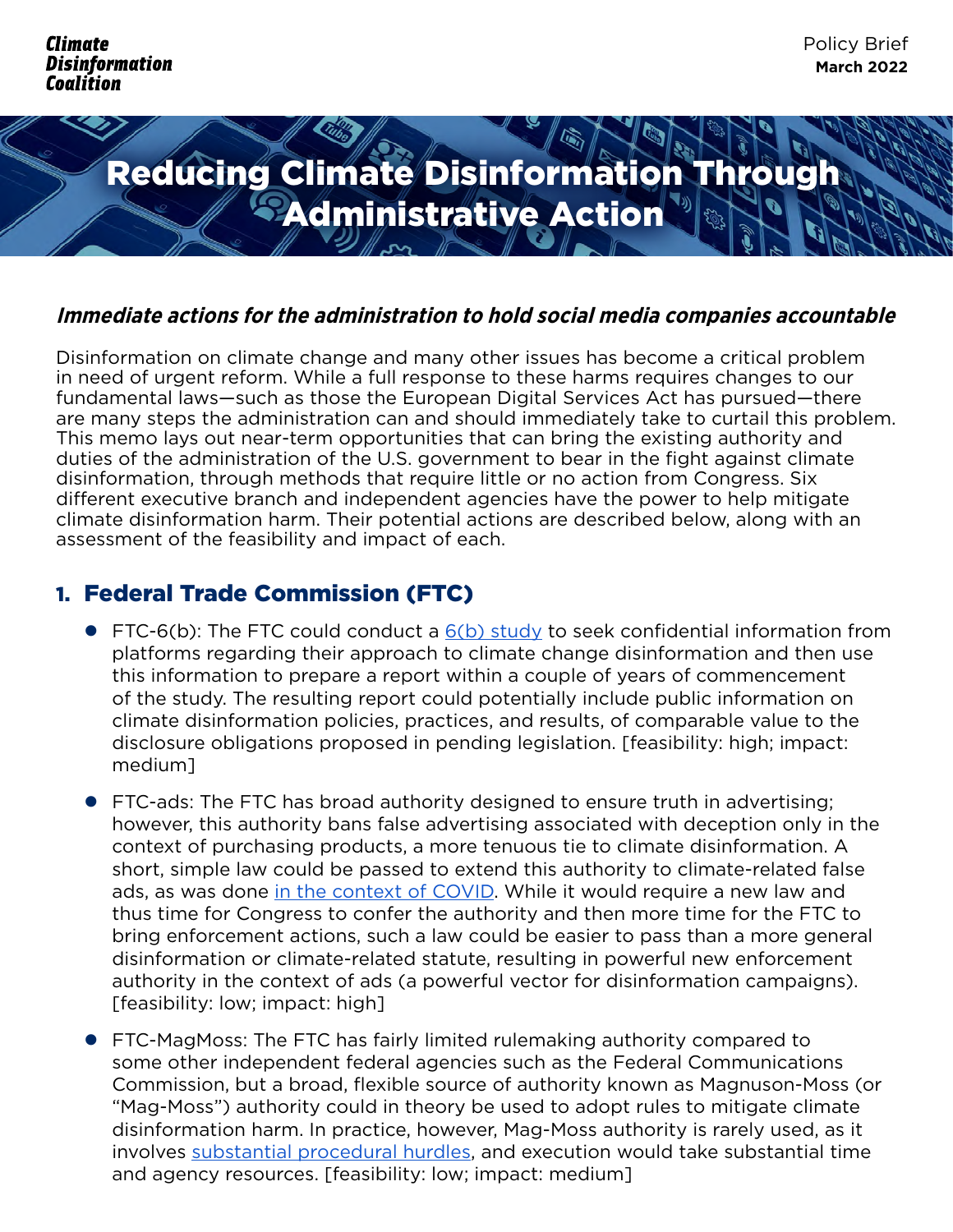Climate Disinformation Coalition

Policy Brief
**March 2022**

# Reducing Climate Disinformation Through Administrative Action

### *Immediate actions for the administration to hold social media companies accountable*

Disinformation on climate change and many other issues has become a critical problem in need of urgent reform. While a full response to these harms requires changes to our fundamental laws—such as those the European Digital Services Act has pursued—there are many steps the administration can and should immediately take to curtail this problem. This memo lays out near-term opportunities that can bring the existing authority and duties of the administration of the U.S. government to bear in the fight against climate disinformation, through methods that require little or no action from Congress. Six different executive branch and independent agencies have the power to help mitigate climate disinformation harm. Their potential actions are described below, along with an assessment of the feasibility and impact of each.

## 1. Federal Trade Commission (FTC)

- FTC-6(b): The FTC could conduct a 6(b) study to seek confidential information from platforms regarding their approach to climate change disinformation and then use this information to prepare a report within a couple of years of commencement of the study. The resulting report could potentially include public information on climate disinformation policies, practices, and results, of comparable value to the disclosure obligations proposed in pending legislation. [feasibility: high; impact: medium]

- FTC-ads: The FTC has broad authority designed to ensure truth in advertising; however, this authority bans false advertising associated with deception only in the context of purchasing products, a more tenuous tie to climate disinformation. A short, simple law could be passed to extend this authority to climate-related false ads, as was done in the context of COVID. While it would require a new law and thus time for Congress to confer the authority and then more time for the FTC to bring enforcement actions, such a law could be easier to pass than a more general disinformation or climate-related statute, resulting in powerful new enforcement authority in the context of ads (a powerful vector for disinformation campaigns). [feasibility: low; impact: high]

- FTC-MagMoss: The FTC has fairly limited rulemaking authority compared to some other independent federal agencies such as the Federal Communications Commission, but a broad, flexible source of authority known as Magnuson-Moss (or "Mag-Moss") authority could in theory be used to adopt rules to mitigate climate disinformation harm. In practice, however, Mag-Moss authority is rarely used, as it involves substantial procedural hurdles, and execution would take substantial time and agency resources. [feasibility: low; impact: medium]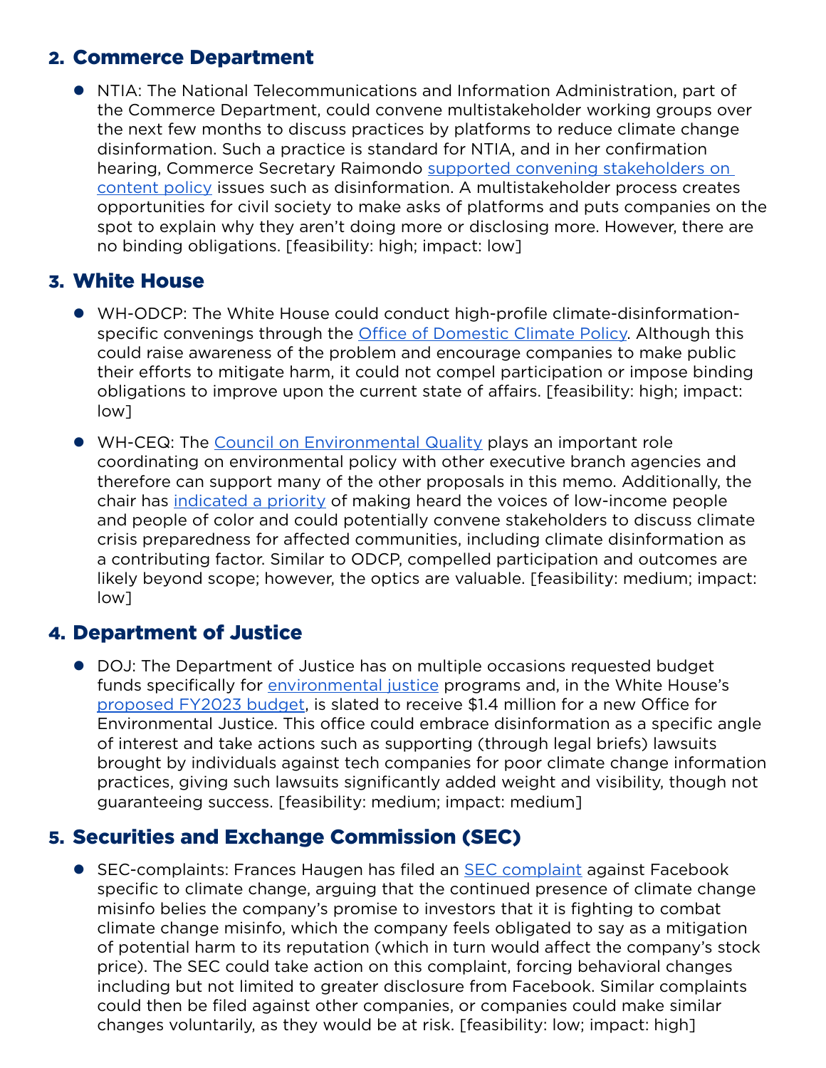## 2. Commerce Department

- NTIA: The National Telecommunications and Information Administration, part of the Commerce Department, could convene multistakeholder working groups over the next few months to discuss practices by platforms to reduce climate change disinformation. Such a practice is standard for NTIA, and in her confirmation hearing, Commerce Secretary Raimondo supported convening stakeholders on content policy issues such as disinformation. A multistakeholder process creates opportunities for civil society to make asks of platforms and puts companies on the spot to explain why they aren't doing more or disclosing more. However, there are no binding obligations. [feasibility: high; impact: low]

## 3. White House

- WH-ODCP: The White House could conduct high-profile climate-disinformation-specific convenings through the Office of Domestic Climate Policy. Although this could raise awareness of the problem and encourage companies to make public their efforts to mitigate harm, it could not compel participation or impose binding obligations to improve upon the current state of affairs. [feasibility: high; impact: low]
- WH-CEQ: The Council on Environmental Quality plays an important role coordinating on environmental policy with other executive branch agencies and therefore can support many of the other proposals in this memo. Additionally, the chair has indicated a priority of making heard the voices of low-income people and people of color and could potentially convene stakeholders to discuss climate crisis preparedness for affected communities, including climate disinformation as a contributing factor. Similar to ODCP, compelled participation and outcomes are likely beyond scope; however, the optics are valuable. [feasibility: medium; impact: low]

## 4. Department of Justice

- DOJ: The Department of Justice has on multiple occasions requested budget funds specifically for environmental justice programs and, in the White House's proposed FY2023 budget, is slated to receive $1.4 million for a new Office for Environmental Justice. This office could embrace disinformation as a specific angle of interest and take actions such as supporting (through legal briefs) lawsuits brought by individuals against tech companies for poor climate change information practices, giving such lawsuits significantly added weight and visibility, though not guaranteeing success. [feasibility: medium; impact: medium]

## 5. Securities and Exchange Commission (SEC)

- SEC-complaints: Frances Haugen has filed an SEC complaint against Facebook specific to climate change, arguing that the continued presence of climate change misinfo belies the company's promise to investors that it is fighting to combat climate change misinfo, which the company feels obligated to say as a mitigation of potential harm to its reputation (which in turn would affect the company's stock price). The SEC could take action on this complaint, forcing behavioral changes including but not limited to greater disclosure from Facebook. Similar complaints could then be filed against other companies, or companies could make similar changes voluntarily, as they would be at risk. [feasibility: low; impact: high]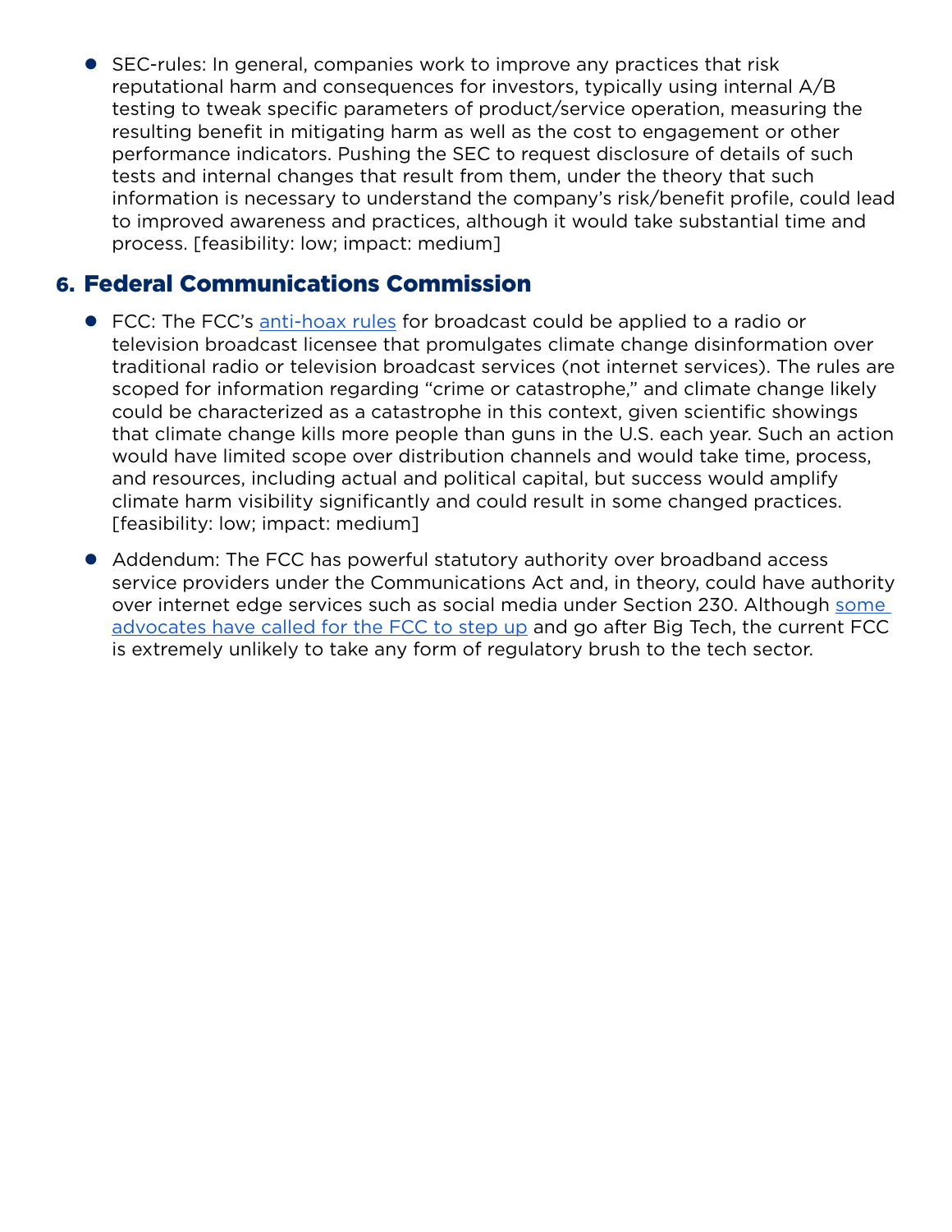- SEC-rules: In general, companies work to improve any practices that risk reputational harm and consequences for investors, typically using internal A/B testing to tweak specific parameters of product/service operation, measuring the resulting benefit in mitigating harm as well as the cost to engagement or other performance indicators. Pushing the SEC to request disclosure of details of such tests and internal changes that result from them, under the theory that such information is necessary to understand the company's risk/benefit profile, could lead to improved awareness and practices, although it would take substantial time and process. [feasibility: low; impact: medium]

## 6. Federal Communications Commission

- FCC: The FCC's anti-hoax rules for broadcast could be applied to a radio or television broadcast licensee that promulgates climate change disinformation over traditional radio or television broadcast services (not internet services). The rules are scoped for information regarding "crime or catastrophe," and climate change likely could be characterized as a catastrophe in this context, given scientific showings that climate change kills more people than guns in the U.S. each year. Such an action would have limited scope over distribution channels and would take time, process, and resources, including actual and political capital, but success would amplify climate harm visibility significantly and could result in some changed practices. [feasibility: low; impact: medium]
- Addendum: The FCC has powerful statutory authority over broadband access service providers under the Communications Act and, in theory, could have authority over internet edge services such as social media under Section 230. Although some advocates have called for the FCC to step up and go after Big Tech, the current FCC is extremely unlikely to take any form of regulatory brush to the tech sector.